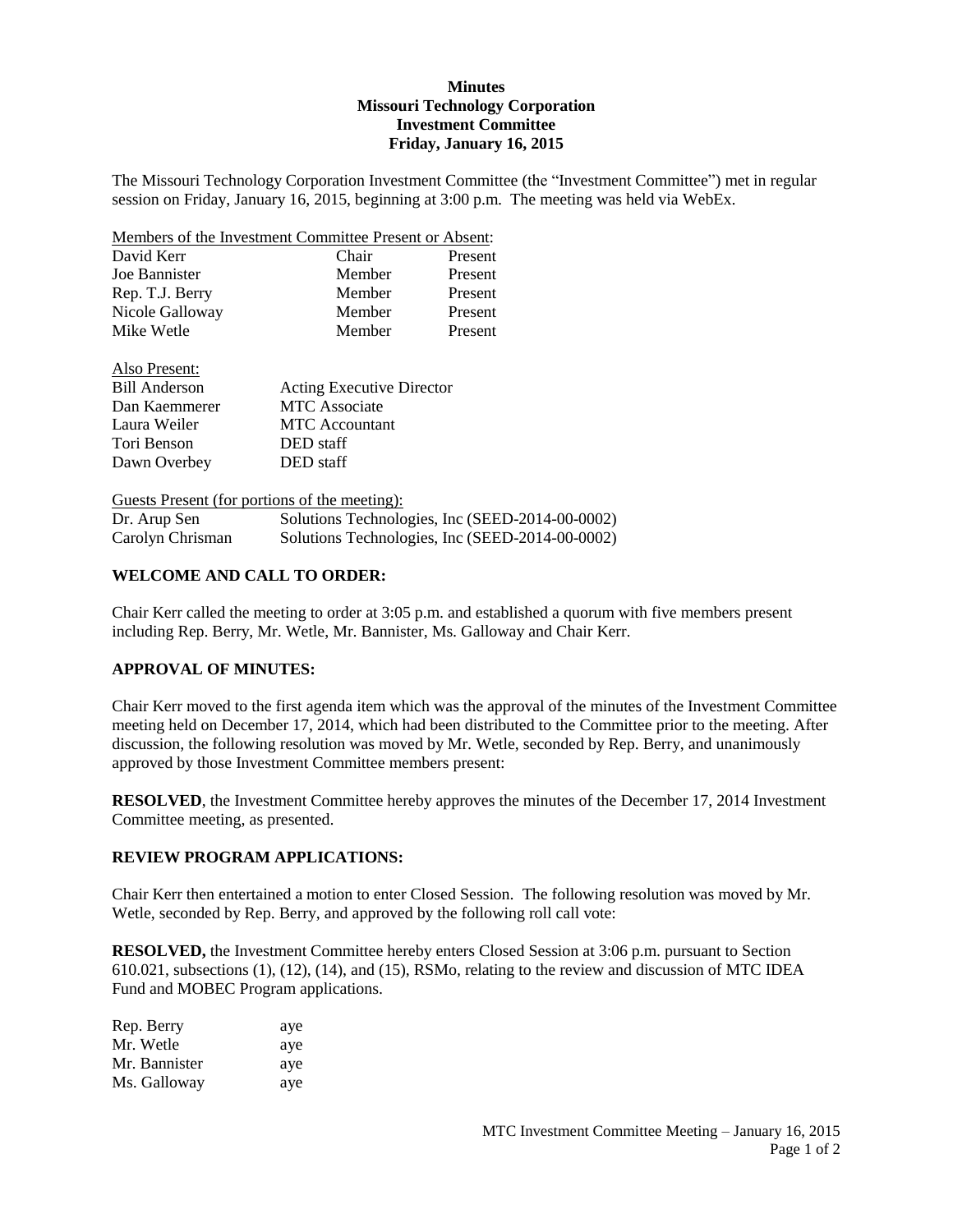# Minutes
## Missouri Technology Corporation
## Investment Committee
## Friday, January 16, 2015

The Missouri Technology Corporation Investment Committee (the "Investment Committee") met in regular session on Friday, January 16, 2015, beginning at 3:00 p.m. The meeting was held via WebEx.

Members of the Investment Committee Present or Absent:

| | | |
|---|---|---|
| David Kerr | Chair | Present |
| Joe Bannister | Member | Present |
| Rep. T.J. Berry | Member | Present |
| Nicole Galloway | Member | Present |
| Mike Wetle | Member | Present |

Also Present:

| | |
|---|---|
| Bill Anderson | Acting Executive Director |
| Dan Kaemmerer | MTC Associate |
| Laura Weiler | MTC Accountant |
| Tori Benson | DED staff |
| Dawn Overbey | DED staff |

Guests Present (for portions of the meeting):

| | |
|---|---|
| Dr. Arup Sen | Solutions Technologies, Inc (SEED-2014-00-0002) |
| Carolyn Chrisman | Solutions Technologies, Inc (SEED-2014-00-0002) |

## WELCOME AND CALL TO ORDER:

Chair Kerr called the meeting to order at 3:05 p.m. and established a quorum with five members present including Rep. Berry, Mr. Wetle, Mr. Bannister, Ms. Galloway and Chair Kerr.

## APPROVAL OF MINUTES:

Chair Kerr moved to the first agenda item which was the approval of the minutes of the Investment Committee meeting held on December 17, 2014, which had been distributed to the Committee prior to the meeting. After discussion, the following resolution was moved by Mr. Wetle, seconded by Rep. Berry, and unanimously approved by those Investment Committee members present:

**RESOLVED**, the Investment Committee hereby approves the minutes of the December 17, 2014 Investment Committee meeting, as presented.

## REVIEW PROGRAM APPLICATIONS:

Chair Kerr then entertained a motion to enter Closed Session. The following resolution was moved by Mr. Wetle, seconded by Rep. Berry, and approved by the following roll call vote:

**RESOLVED,** the Investment Committee hereby enters Closed Session at 3:06 p.m. pursuant to Section 610.021, subsections (1), (12), (14), and (15), RSMo, relating to the review and discussion of MTC IDEA Fund and MOBEC Program applications.

| | |
|---|---|
| Rep. Berry | aye |
| Mr. Wetle | aye |
| Mr. Bannister | aye |
| Ms. Galloway | aye |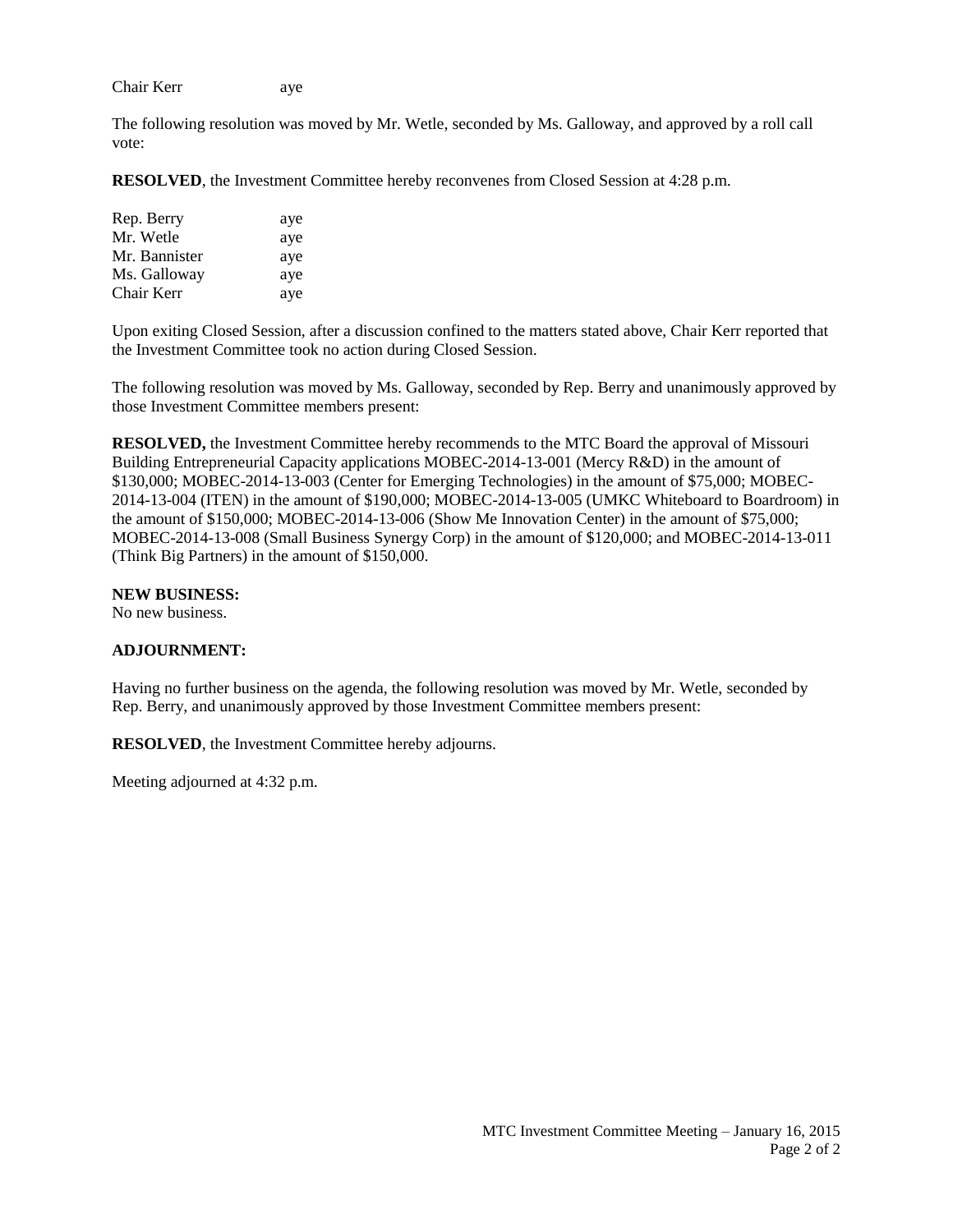Chair Kerr aye

The following resolution was moved by Mr. Wetle, seconded by Ms. Galloway, and approved by a roll call vote:

**RESOLVED**, the Investment Committee hereby reconvenes from Closed Session at 4:28 p.m.

| | |
|---|---|
| Rep. Berry | aye |
| Mr. Wetle | aye |
| Mr. Bannister | aye |
| Ms. Galloway | aye |
| Chair Kerr | aye |

Upon exiting Closed Session, after a discussion confined to the matters stated above, Chair Kerr reported that the Investment Committee took no action during Closed Session.

The following resolution was moved by Ms. Galloway, seconded by Rep. Berry and unanimously approved by those Investment Committee members present:

**RESOLVED,** the Investment Committee hereby recommends to the MTC Board the approval of Missouri Building Entrepreneurial Capacity applications MOBEC-2014-13-001 (Mercy R&D) in the amount of $130,000; MOBEC-2014-13-003 (Center for Emerging Technologies) in the amount of $75,000; MOBEC-2014-13-004 (ITEN) in the amount of $190,000; MOBEC-2014-13-005 (UMKC Whiteboard to Boardroom) in the amount of $150,000; MOBEC-2014-13-006 (Show Me Innovation Center) in the amount of $75,000; MOBEC-2014-13-008 (Small Business Synergy Corp) in the amount of $120,000; and MOBEC-2014-13-011 (Think Big Partners) in the amount of $150,000.

**NEW BUSINESS:**
No new business.

**ADJOURNMENT:**

Having no further business on the agenda, the following resolution was moved by Mr. Wetle, seconded by Rep. Berry, and unanimously approved by those Investment Committee members present:

**RESOLVED**, the Investment Committee hereby adjourns.

Meeting adjourned at 4:32 p.m.